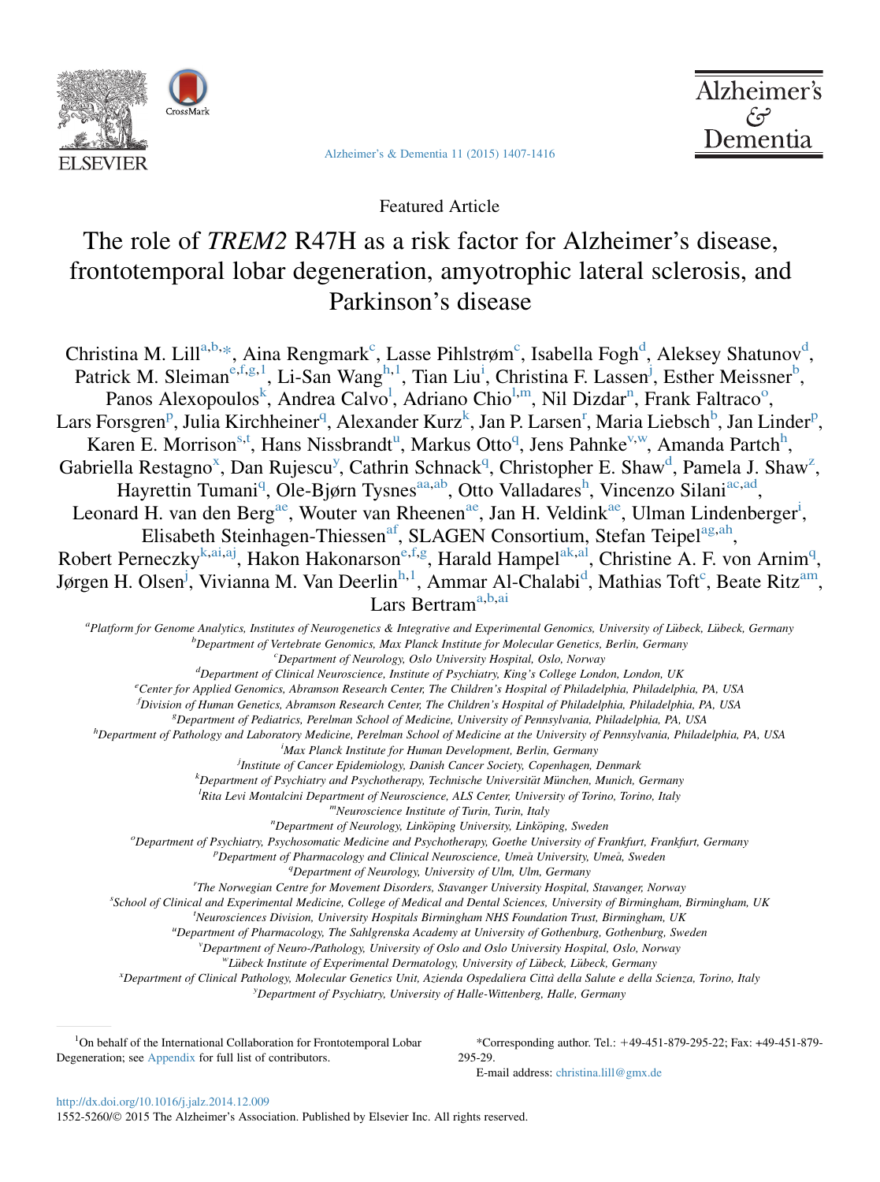Featured Article

# The role of *TREM2* R47H as a risk factor for Alzheimer's disease, frontotemporal lobar degeneration, amyotrophic lateral sclerosis, and Parkinson's disease

Christina M. Lill[a,b,*], Aina Rengmark[c], Lasse Pihlstrøm[c], Isabella Fogh[d], Aleksey Shatunov[d], Patrick M. Sleiman[e,f,g,1], Li-San Wang[h,1], Tian Liu[i], Christina F. Lassen[j], Esther Meissner[b], Panos Alexopoulos[k], Andrea Calvo[l], Adriano Chio[l,m], Nil Dizdar[n], Frank Faltraco[o], Lars Forsgren[p], Julia Kirchheiner[q], Alexander Kurz[k], Jan P. Larsen[r], Maria Liebsch[b], Jan Linder[p], Karen E. Morrison[s,t], Hans Nissbrandt[u], Markus Otto[q], Jens Pahnke[v,w], Amanda Partch[h], Gabriella Restagno[x], Dan Rujescu[y], Cathrin Schnack[q], Christopher E. Shaw[d], Pamela J. Shaw[z], Hayrettin Tumani[q], Ole-Bjørn Tysnes[aa,ab], Otto Valladares[h], Vincenzo Silani[ac,ad], Leonard H. van den Berg[ae], Wouter van Rheenen[ae], Jan H. Veldink[ae], Ulman Lindenberger[i], Elisabeth Steinhagen-Thiessen[af], SLAGEN Consortium, Stefan Teipel[ag,ah], Robert Perneczky[k,ai,aj], Hakon Hakonarson[e,f,g], Harald Hampel[ak,al], Christine A. F. von Arnim[q], Jørgen H. Olsen[j], Vivianna M. Van Deerlin[h,1], Ammar Al-Chalabi[d], Mathias Toft[c], Beate Ritz[am], Lars Bertram[a,b,ai]

[a]Platform for Genome Analytics, Institutes of Neurogenetics & Integrative and Experimental Genomics, University of Lübeck, Lübeck, Germany
[b]Department of Vertebrate Genomics, Max Planck Institute for Molecular Genetics, Berlin, Germany
[c]Department of Neurology, Oslo University Hospital, Oslo, Norway
[d]Department of Clinical Neuroscience, Institute of Psychiatry, King's College London, London, UK
[e]Center for Applied Genomics, Abramson Research Center, The Children's Hospital of Philadelphia, Philadelphia, PA, USA
[f]Division of Human Genetics, Abramson Research Center, The Children's Hospital of Philadelphia, Philadelphia, PA, USA
[g]Department of Pediatrics, Perelman School of Medicine, University of Pennsylvania, Philadelphia, PA, USA
[h]Department of Pathology and Laboratory Medicine, Perelman School of Medicine at the University of Pennsylvania, Philadelphia, PA, USA
[i]Max Planck Institute for Human Development, Berlin, Germany
[j]Institute of Cancer Epidemiology, Danish Cancer Society, Copenhagen, Denmark
[k]Department of Psychiatry and Psychotherapy, Technische Universität München, Munich, Germany
[l]Rita Levi Montalcini Department of Neuroscience, ALS Center, University of Torino, Torino, Italy
[m]Neuroscience Institute of Turin, Turin, Italy
[n]Department of Neurology, Linköping University, Linköping, Sweden
[o]Department of Psychiatry, Psychosomatic Medicine and Psychotherapy, Goethe University of Frankfurt, Frankfurt, Germany
[p]Department of Pharmacology and Clinical Neuroscience, Umeå University, Umeå, Sweden
[q]Department of Neurology, University of Ulm, Ulm, Germany
[r]The Norwegian Centre for Movement Disorders, Stavanger University Hospital, Stavanger, Norway
[s]School of Clinical and Experimental Medicine, College of Medical and Dental Sciences, University of Birmingham, Birmingham, UK
[t]Neurosciences Division, University Hospitals Birmingham NHS Foundation Trust, Birmingham, UK
[u]Department of Pharmacology, The Sahlgrenska Academy at University of Gothenburg, Gothenburg, Sweden
[v]Department of Neuro-/Pathology, University of Oslo and Oslo University Hospital, Oslo, Norway
[w]Lübeck Institute of Experimental Dermatology, University of Lübeck, Lübeck, Germany
[x]Department of Clinical Pathology, Molecular Genetics Unit, Azienda Ospedaliera Città della Salute e della Scienza, Torino, Italy
[y]Department of Psychiatry, University of Halle-Wittenberg, Halle, Germany

[1]On behalf of the International Collaboration for Frontotemporal Lobar Degeneration; see Appendix for full list of contributors.

*Corresponding author. Tel.: +49-451-879-295-22; Fax: +49-451-879-295-29.
E-mail address: christina.lill@gmx.de

http://dx.doi.org/10.1016/j.jalz.2014.12.009
1552-5260/© 2015 The Alzheimer's Association. Published by Elsevier Inc. All rights reserved.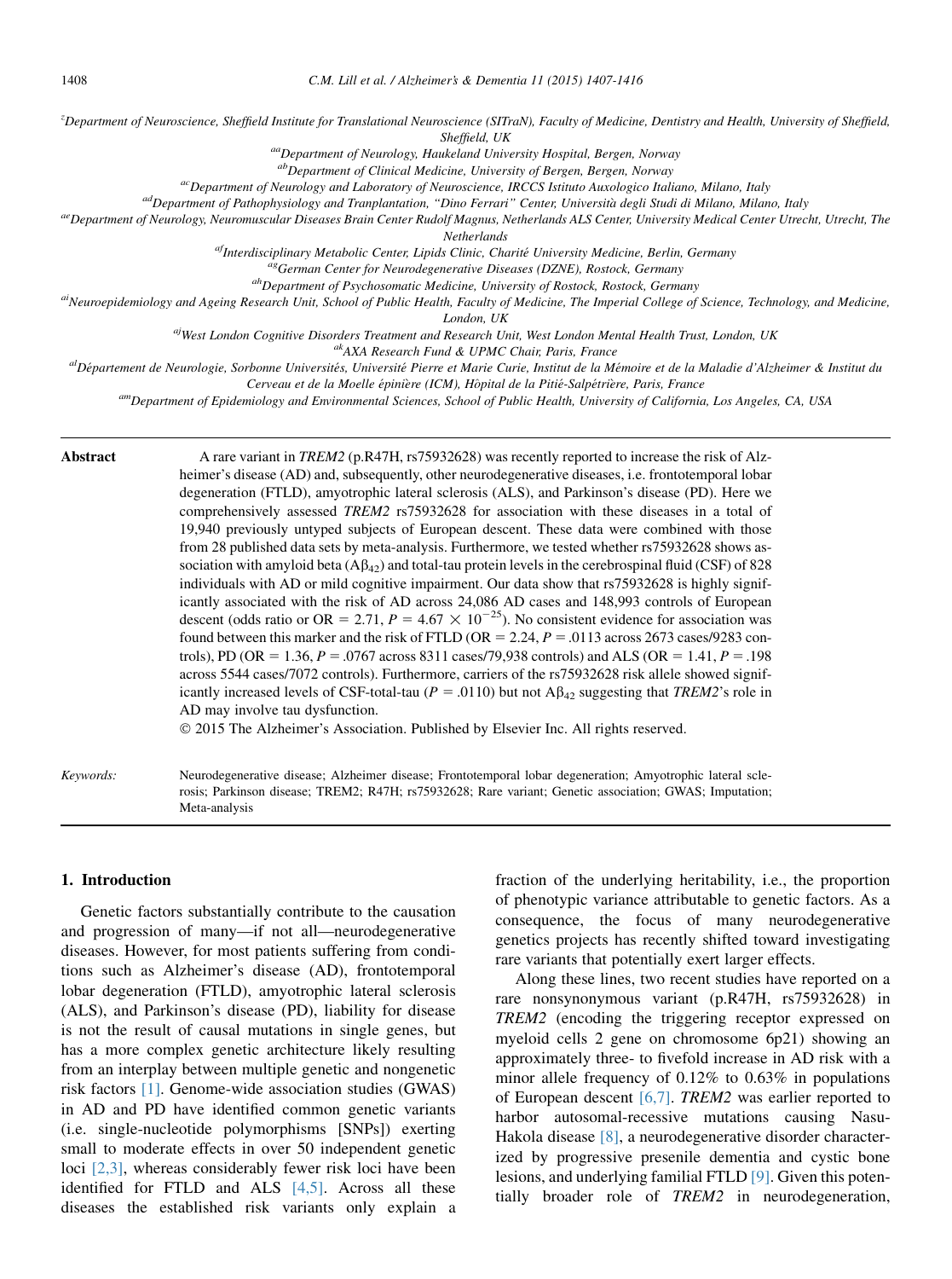[z]Department of Neuroscience, Sheffield Institute for Translational Neuroscience (SITraN), Faculty of Medicine, Dentistry and Health, University of Sheffield, Sheffield, UK

[aa]Department of Neurology, Haukeland University Hospital, Bergen, Norway

[ab]Department of Clinical Medicine, University of Bergen, Bergen, Norway

[ac]Department of Neurology and Laboratory of Neuroscience, IRCCS Istituto Auxologico Italiano, Milano, Italy

[ad]Department of Pathophysiology and Tranplantation, "Dino Ferrari" Center, Università degli Studi di Milano, Milano, Italy

[ae]Department of Neurology, Neuromuscular Diseases Brain Center Rudolf Magnus, Netherlands ALS Center, University Medical Center Utrecht, Utrecht, The Netherlands

[af]Interdisciplinary Metabolic Center, Lipids Clinic, Charité University Medicine, Berlin, Germany

[ag]German Center for Neurodegenerative Diseases (DZNE), Rostock, Germany

[ah]Department of Psychosomatic Medicine, University of Rostock, Rostock, Germany

[ai]Neuroepidemiology and Ageing Research Unit, School of Public Health, Faculty of Medicine, The Imperial College of Science, Technology, and Medicine, London, UK

[aj]West London Cognitive Disorders Treatment and Research Unit, West London Mental Health Trust, London, UK

[ak]AXA Research Fund & UPMC Chair, Paris, France

[al]Département de Neurologie, Sorbonne Universités, Université Pierre et Marie Curie, Institut de la Mémoire et de la Maladie d'Alzheimer & Institut du Cerveau et de la Moelle épinière (ICM), Hôpital de la Pitié-Salpétrière, Paris, France

[am]Department of Epidemiology and Environmental Sciences, School of Public Health, University of California, Los Angeles, CA, USA

**Abstract** A rare variant in *TREM2* (p.R47H, rs75932628) was recently reported to increase the risk of Alzheimer's disease (AD) and, subsequently, other neurodegenerative diseases, i.e. frontotemporal lobar degeneration (FTLD), amyotrophic lateral sclerosis (ALS), and Parkinson's disease (PD). Here we comprehensively assessed *TREM2* rs75932628 for association with these diseases in a total of 19,940 previously untyped subjects of European descent. These data were combined with those from 28 published data sets by meta-analysis. Furthermore, we tested whether rs75932628 shows association with amyloid beta ($A\beta_{42}$) and total-tau protein levels in the cerebrospinal fluid (CSF) of 828 individuals with AD or mild cognitive impairment. Our data show that rs75932628 is highly significantly associated with the risk of AD across 24,086 AD cases and 148,993 controls of European descent (odds ratio or OR = 2.71, $P = 4.67 \times 10^{-25}$). No consistent evidence for association was found between this marker and the risk of FTLD (OR = 2.24, $P = .0113$ across 2673 cases/9283 controls), PD (OR = 1.36, $P = .0767$ across 8311 cases/79,938 controls) and ALS (OR = 1.41, $P = .198$ across 5544 cases/7072 controls). Furthermore, carriers of the rs75932628 risk allele showed significantly increased levels of CSF-total-tau ($P = .0110$) but not $A\beta_{42}$ suggesting that *TREM2*'s role in AD may involve tau dysfunction.

© 2015 The Alzheimer's Association. Published by Elsevier Inc. All rights reserved.

*Keywords:* Neurodegenerative disease; Alzheimer disease; Frontotemporal lobar degeneration; Amyotrophic lateral sclerosis; Parkinson disease; TREM2; R47H; rs75932628; Rare variant; Genetic association; GWAS; Imputation; Meta-analysis

## 1. Introduction

Genetic factors substantially contribute to the causation and progression of many—if not all—neurodegenerative diseases. However, for most patients suffering from conditions such as Alzheimer's disease (AD), frontotemporal lobar degeneration (FTLD), amyotrophic lateral sclerosis (ALS), and Parkinson's disease (PD), liability for disease is not the result of causal mutations in single genes, but has a more complex genetic architecture likely resulting from an interplay between multiple genetic and nongenetic risk factors [1]. Genome-wide association studies (GWAS) in AD and PD have identified common genetic variants (i.e. single-nucleotide polymorphisms [SNPs]) exerting small to moderate effects in over 50 independent genetic loci [2,3], whereas considerably fewer risk loci have been identified for FTLD and ALS [4,5]. Across all these diseases the established risk variants only explain a fraction of the underlying heritability, i.e., the proportion of phenotypic variance attributable to genetic factors. As a consequence, the focus of many neurodegenerative genetics projects has recently shifted toward investigating rare variants that potentially exert larger effects.

Along these lines, two recent studies have reported on a rare nonsynonymous variant (p.R47H, rs75932628) in *TREM2* (encoding the triggering receptor expressed on myeloid cells 2 gene on chromosome 6p21) showing an approximately three- to fivefold increase in AD risk with a minor allele frequency of 0.12% to 0.63% in populations of European descent [6,7]. *TREM2* was earlier reported to harbor autosomal-recessive mutations causing Nasu-Hakola disease [8], a neurodegenerative disorder characterized by progressive presenile dementia and cystic bone lesions, and underlying familial FTLD [9]. Given this potentially broader role of *TREM2* in neurodegeneration,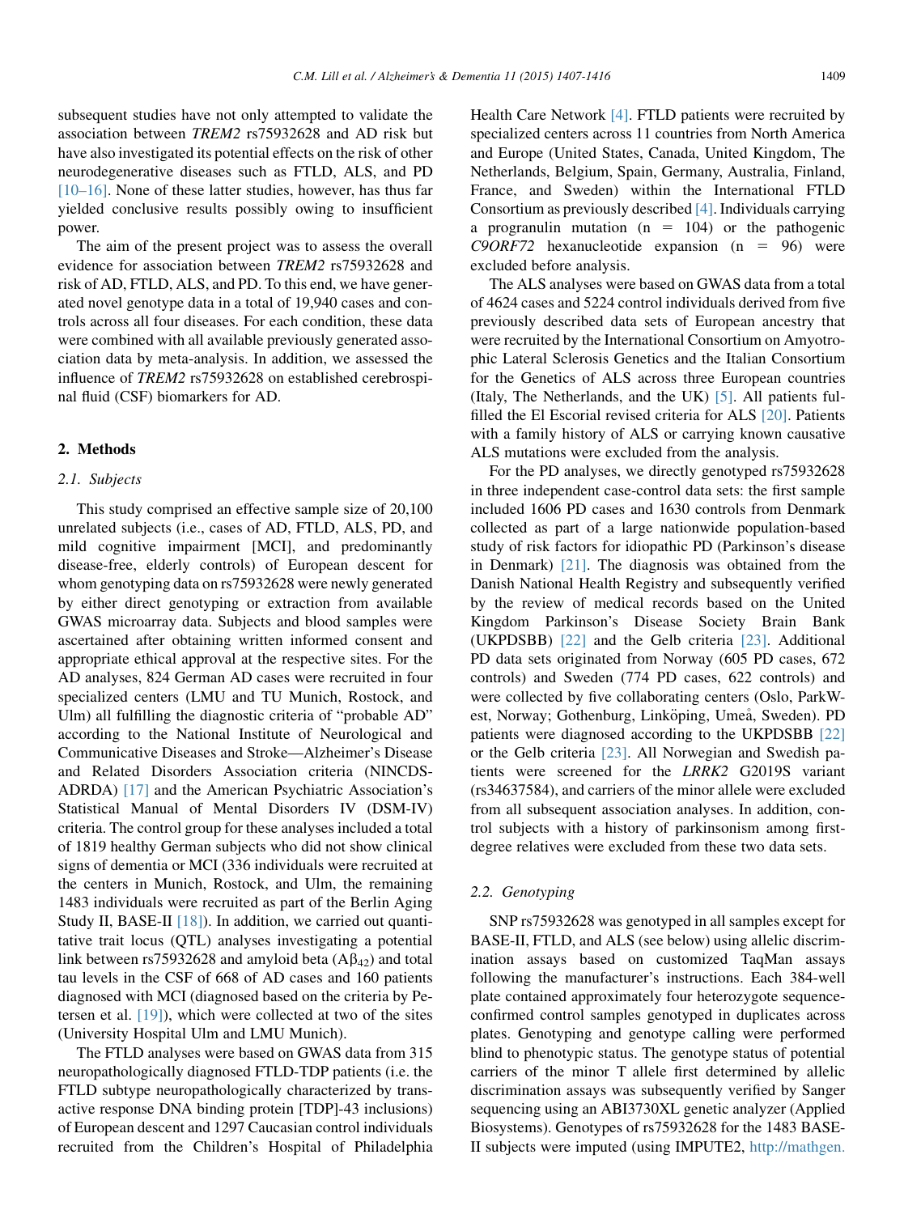subsequent studies have not only attempted to validate the association between *TREM2* rs75932628 and AD risk but have also investigated its potential effects on the risk of other neurodegenerative diseases such as FTLD, ALS, and PD [10–16]. None of these latter studies, however, has thus far yielded conclusive results possibly owing to insufficient power.

The aim of the present project was to assess the overall evidence for association between *TREM2* rs75932628 and risk of AD, FTLD, ALS, and PD. To this end, we have generated novel genotype data in a total of 19,940 cases and controls across all four diseases. For each condition, these data were combined with all available previously generated association data by meta-analysis. In addition, we assessed the influence of *TREM2* rs75932628 on established cerebrospinal fluid (CSF) biomarkers for AD.

## 2. Methods

### 2.1. Subjects

This study comprised an effective sample size of 20,100 unrelated subjects (i.e., cases of AD, FTLD, ALS, PD, and mild cognitive impairment [MCI], and predominantly disease-free, elderly controls) of European descent for whom genotyping data on rs75932628 were newly generated by either direct genotyping or extraction from available GWAS microarray data. Subjects and blood samples were ascertained after obtaining written informed consent and appropriate ethical approval at the respective sites. For the AD analyses, 824 German AD cases were recruited in four specialized centers (LMU and TU Munich, Rostock, and Ulm) all fulfilling the diagnostic criteria of "probable AD" according to the National Institute of Neurological and Communicative Diseases and Stroke—Alzheimer's Disease and Related Disorders Association criteria (NINCDS-ADRDA) [17] and the American Psychiatric Association's Statistical Manual of Mental Disorders IV (DSM-IV) criteria. The control group for these analyses included a total of 1819 healthy German subjects who did not show clinical signs of dementia or MCI (336 individuals were recruited at the centers in Munich, Rostock, and Ulm, the remaining 1483 individuals were recruited as part of the Berlin Aging Study II, BASE-II [18]). In addition, we carried out quantitative trait locus (QTL) analyses investigating a potential link between rs75932628 and amyloid beta ($A\beta_{42}$) and total tau levels in the CSF of 668 of AD cases and 160 patients diagnosed with MCI (diagnosed based on the criteria by Petersen et al. [19]), which were collected at two of the sites (University Hospital Ulm and LMU Munich).

The FTLD analyses were based on GWAS data from 315 neuropathologically diagnosed FTLD-TDP patients (i.e. the FTLD subtype neuropathologically characterized by transactive response DNA binding protein [TDP]-43 inclusions) of European descent and 1297 Caucasian control individuals recruited from the Children's Hospital of Philadelphia Health Care Network [4]. FTLD patients were recruited by specialized centers across 11 countries from North America and Europe (United States, Canada, United Kingdom, The Netherlands, Belgium, Spain, Germany, Australia, Finland, France, and Sweden) within the International FTLD Consortium as previously described [4]. Individuals carrying a progranulin mutation (n = 104) or the pathogenic *C9ORF72* hexanucleotide expansion (n = 96) were excluded before analysis.

The ALS analyses were based on GWAS data from a total of 4624 cases and 5224 control individuals derived from five previously described data sets of European ancestry that were recruited by the International Consortium on Amyotrophic Lateral Sclerosis Genetics and the Italian Consortium for the Genetics of ALS across three European countries (Italy, The Netherlands, and the UK) [5]. All patients fulfilled the El Escorial revised criteria for ALS [20]. Patients with a family history of ALS or carrying known causative ALS mutations were excluded from the analysis.

For the PD analyses, we directly genotyped rs75932628 in three independent case-control data sets: the first sample included 1606 PD cases and 1630 controls from Denmark collected as part of a large nationwide population-based study of risk factors for idiopathic PD (Parkinson's disease in Denmark) [21]. The diagnosis was obtained from the Danish National Health Registry and subsequently verified by the review of medical records based on the United Kingdom Parkinson's Disease Society Brain Bank (UKPDSBB) [22] and the Gelb criteria [23]. Additional PD data sets originated from Norway (605 PD cases, 672 controls) and Sweden (774 PD cases, 622 controls) and were collected by five collaborating centers (Oslo, ParkWest, Norway; Gothenburg, Linköping, Umeå, Sweden). PD patients were diagnosed according to the UKPDSBB [22] or the Gelb criteria [23]. All Norwegian and Swedish patients were screened for the *LRRK2* G2019S variant (rs34637584), and carriers of the minor allele were excluded from all subsequent association analyses. In addition, control subjects with a history of parkinsonism among first-degree relatives were excluded from these two data sets.

### 2.2. Genotyping

SNP rs75932628 was genotyped in all samples except for BASE-II, FTLD, and ALS (see below) using allelic discrimination assays based on customized TaqMan assays following the manufacturer's instructions. Each 384-well plate contained approximately four heterozygote sequence-confirmed control samples genotyped in duplicates across plates. Genotyping and genotype calling were performed blind to phenotypic status. The genotype status of potential carriers of the minor T allele first determined by allelic discrimination assays was subsequently verified by Sanger sequencing using an ABI3730XL genetic analyzer (Applied Biosystems). Genotypes of rs75932628 for the 1483 BASE-II subjects were imputed (using IMPUTE2, http://mathgen.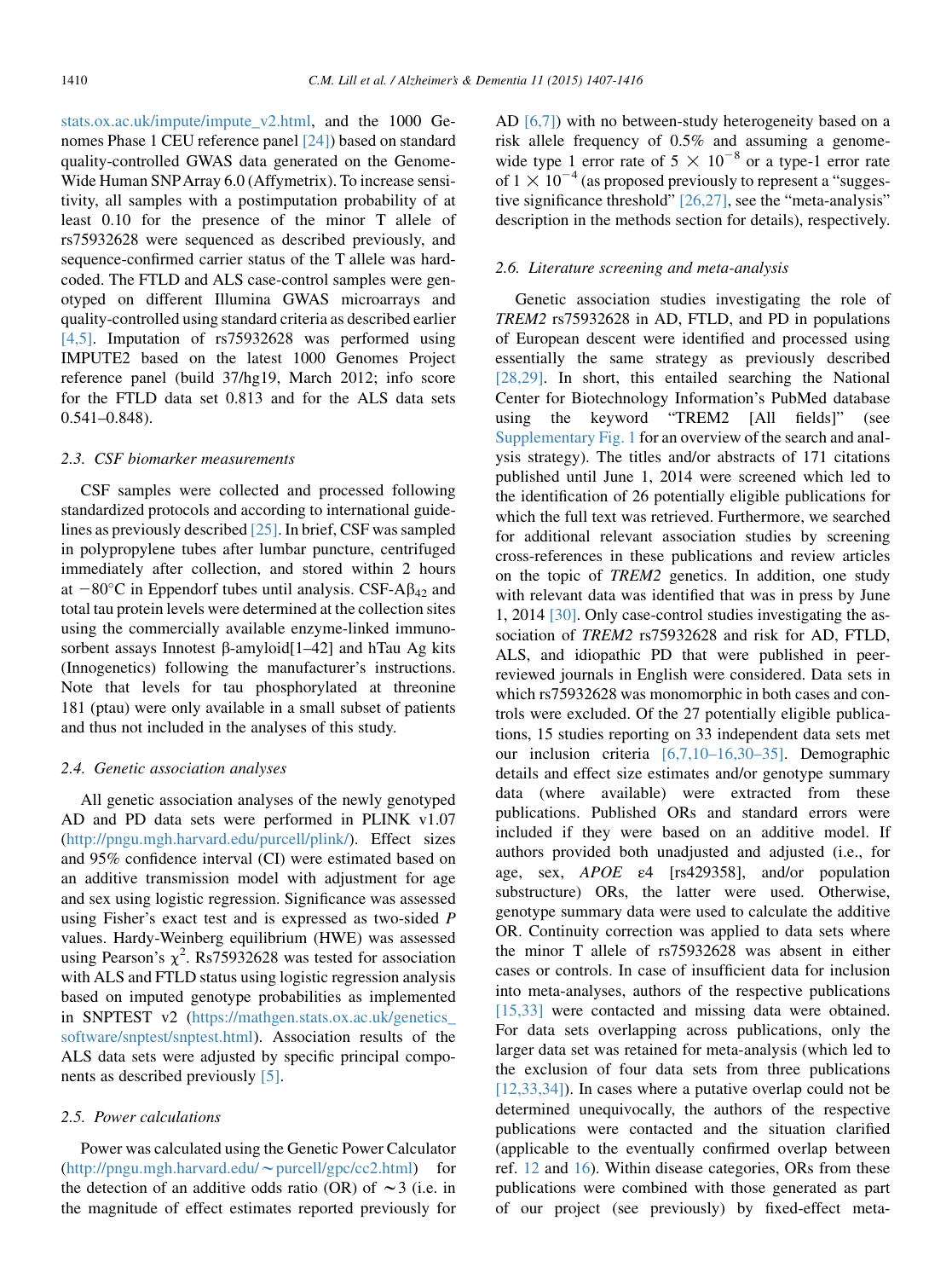stats.ox.ac.uk/impute/impute_v2.html, and the 1000 Genomes Phase 1 CEU reference panel [24]) based on standard quality-controlled GWAS data generated on the Genome-Wide Human SNP Array 6.0 (Affymetrix). To increase sensitivity, all samples with a postimputation probability of at least 0.10 for the presence of the minor T allele of rs75932628 were sequenced as described previously, and sequence-confirmed carrier status of the T allele was hard-coded. The FTLD and ALS case-control samples were genotyped on different Illumina GWAS microarrays and quality-controlled using standard criteria as described earlier [4,5]. Imputation of rs75932628 was performed using IMPUTE2 based on the latest 1000 Genomes Project reference panel (build 37/hg19, March 2012; info score for the FTLD data set 0.813 and for the ALS data sets 0.541–0.848).

### 2.3. CSF biomarker measurements

CSF samples were collected and processed following standardized protocols and according to international guidelines as previously described [25]. In brief, CSF was sampled in polypropylene tubes after lumbar puncture, centrifuged immediately after collection, and stored within 2 hours at −80°C in Eppendorf tubes until analysis. CSF-A$\beta_{42}$ and total tau protein levels were determined at the collection sites using the commercially available enzyme-linked immunosorbent assays Innotest β-amyloid[1–42] and hTau Ag kits (Innogenetics) following the manufacturer's instructions. Note that levels for tau phosphorylated at threonine 181 (ptau) were only available in a small subset of patients and thus not included in the analyses of this study.

### 2.4. Genetic association analyses

All genetic association analyses of the newly genotyped AD and PD data sets were performed in PLINK v1.07 (http://pngu.mgh.harvard.edu/purcell/plink/). Effect sizes and 95% confidence interval (CI) were estimated based on an additive transmission model with adjustment for age and sex using logistic regression. Significance was assessed using Fisher's exact test and is expressed as two-sided $P$ values. Hardy-Weinberg equilibrium (HWE) was assessed using Pearson's $\chi^2$. Rs75932628 was tested for association with ALS and FTLD status using logistic regression analysis based on imputed genotype probabilities as implemented in SNPTEST v2 (https://mathgen.stats.ox.ac.uk/genetics_software/snptest/snptest.html). Association results of the ALS data sets were adjusted by specific principal components as described previously [5].

### 2.5. Power calculations

Power was calculated using the Genetic Power Calculator (http://pngu.mgh.harvard.edu/~purcell/gpc/cc2.html) for the detection of an additive odds ratio (OR) of ~3 (i.e. in the magnitude of effect estimates reported previously for AD [6,7]) with no between-study heterogeneity based on a risk allele frequency of 0.5% and assuming a genome-wide type 1 error rate of $5 \times 10^{-8}$ or a type-1 error rate of $1 \times 10^{-4}$ (as proposed previously to represent a "suggestive significance threshold" [26,27], see the "meta-analysis" description in the methods section for details), respectively.

### 2.6. Literature screening and meta-analysis

Genetic association studies investigating the role of *TREM2* rs75932628 in AD, FTLD, and PD in populations of European descent were identified and processed using essentially the same strategy as previously described [28,29]. In short, this entailed searching the National Center for Biotechnology Information's PubMed database using the keyword "TREM2 [All fields]" (see Supplementary Fig. 1 for an overview of the search and analysis strategy). The titles and/or abstracts of 171 citations published until June 1, 2014 were screened which led to the identification of 26 potentially eligible publications for which the full text was retrieved. Furthermore, we searched for additional relevant association studies by screening cross-references in these publications and review articles on the topic of *TREM2* genetics. In addition, one study with relevant data was identified that was in press by June 1, 2014 [30]. Only case-control studies investigating the association of *TREM2* rs75932628 and risk for AD, FTLD, ALS, and idiopathic PD that were published in peer-reviewed journals in English were considered. Data sets in which rs75932628 was monomorphic in both cases and controls were excluded. Of the 27 potentially eligible publications, 15 studies reporting on 33 independent data sets met our inclusion criteria [6,7,10–16,30–35]. Demographic details and effect size estimates and/or genotype summary data (where available) were extracted from these publications. Published ORs and standard errors were included if they were based on an additive model. If authors provided both unadjusted and adjusted (i.e., for age, sex, *APOE* ε4 [rs429358], and/or population substructure) ORs, the latter were used. Otherwise, genotype summary data were used to calculate the additive OR. Continuity correction was applied to data sets where the minor T allele of rs75932628 was absent in either cases or controls. In case of insufficient data for inclusion into meta-analyses, authors of the respective publications [15,33] were contacted and missing data were obtained. For data sets overlapping across publications, only the larger data set was retained for meta-analysis (which led to the exclusion of four data sets from three publications [12,33,34]). In cases where a putative overlap could not be determined unequivocally, the authors of the respective publications were contacted and the situation clarified (applicable to the eventually confirmed overlap between ref. 12 and 16). Within disease categories, ORs from these publications were combined with those generated as part of our project (see previously) by fixed-effect meta-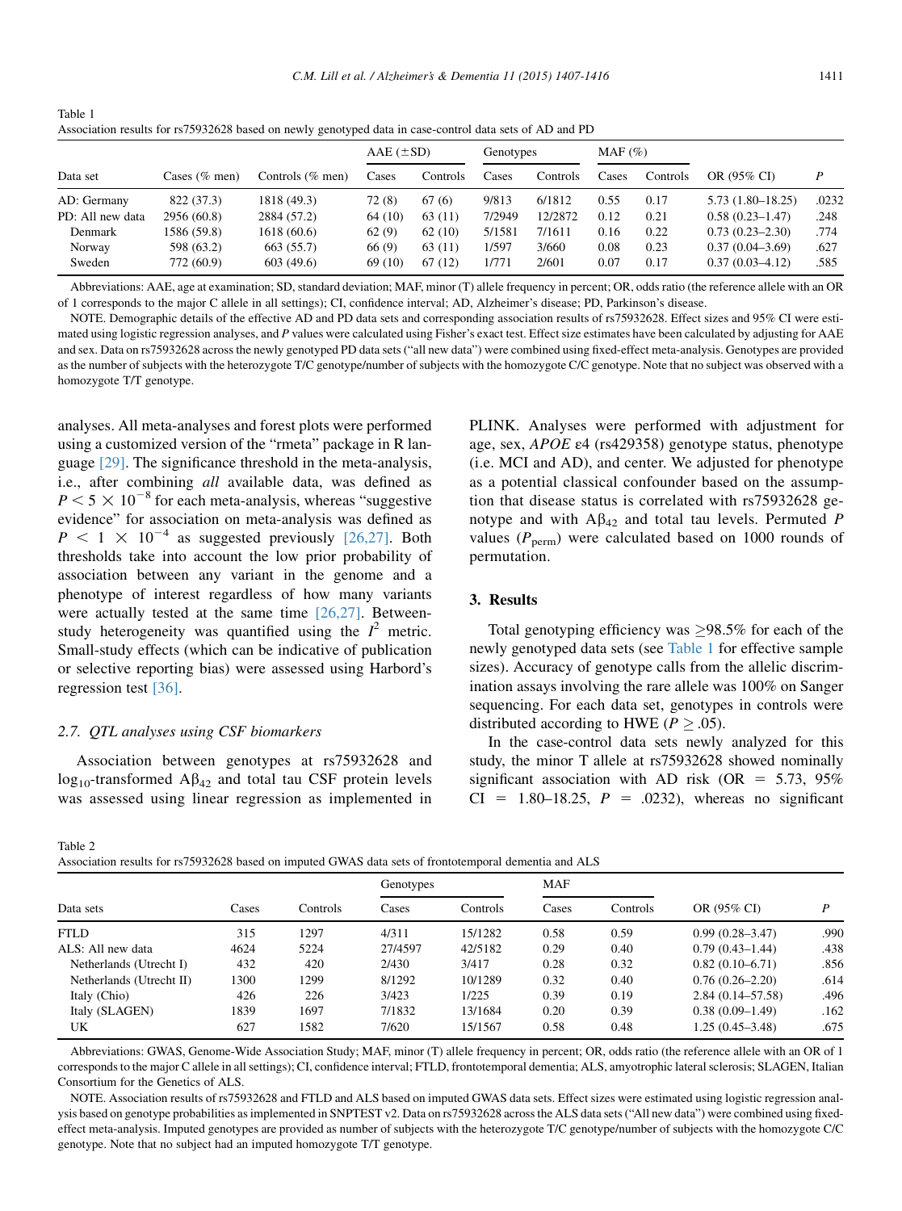Table 1
Association results for rs75932628 based on newly genotyped data in case-control data sets of AD and PD

| Data set | Cases (% men) | Controls (% men) | AAE (±SD) | | Genotypes | | MAF (%) | | OR (95% CI) | P |
|---|---|---|---|---|---|---|---|---|---|---|
| | | | Cases | Controls | Cases | Controls | Cases | Controls | | |
| AD: Germany | 822 (37.3) | 1818 (49.3) | 72 (8) | 67 (6) | 9/813 | 6/1812 | 0.55 | 0.17 | 5.73 (1.80–18.25) | .0232 |
| PD: All new data | 2956 (60.8) | 2884 (57.2) | 64 (10) | 63 (11) | 7/2949 | 12/2872 | 0.12 | 0.21 | 0.58 (0.23–1.47) | .248 |
| Denmark | 1586 (59.8) | 1618 (60.6) | 62 (9) | 62 (10) | 5/1581 | 7/1611 | 0.16 | 0.22 | 0.73 (0.23–2.30) | .774 |
| Norway | 598 (63.2) | 663 (55.7) | 66 (9) | 63 (11) | 1/597 | 3/660 | 0.08 | 0.23 | 0.37 (0.04–3.69) | .627 |
| Sweden | 772 (60.9) | 603 (49.6) | 69 (10) | 67 (12) | 1/771 | 2/601 | 0.07 | 0.17 | 0.37 (0.03–4.12) | .585 |

Abbreviations: AAE, age at examination; SD, standard deviation; MAF, minor (T) allele frequency in percent; OR, odds ratio (the reference allele with an OR of 1 corresponds to the major C allele in all settings); CI, confidence interval; AD, Alzheimer's disease; PD, Parkinson's disease.

NOTE. Demographic details of the effective AD and PD data sets and corresponding association results of rs75932628. Effect sizes and 95% CI were estimated using logistic regression analyses, and P values were calculated using Fisher's exact test. Effect size estimates have been calculated by adjusting for AAE and sex. Data on rs75932628 across the newly genotyped PD data sets ("all new data") were combined using fixed-effect meta-analysis. Genotypes are provided as the number of subjects with the heterozygote T/C genotype/number of subjects with the homozygote C/C genotype. Note that no subject was observed with a homozygote T/T genotype.

analyses. All meta-analyses and forest plots were performed using a customized version of the "rmeta" package in R language [29]. The significance threshold in the meta-analysis, i.e., after combining *all* available data, was defined as $P < 5 \times 10^{-8}$ for each meta-analysis, whereas "suggestive evidence" for association on meta-analysis was defined as $P < 1 \times 10^{-4}$ as suggested previously [26,27]. Both thresholds take into account the low prior probability of association between any variant in the genome and a phenotype of interest regardless of how many variants were actually tested at the same time [26,27]. Between-study heterogeneity was quantified using the $I^2$ metric. Small-study effects (which can be indicative of publication or selective reporting bias) were assessed using Harbord's regression test [36].

### 2.7. QTL analyses using CSF biomarkers

Association between genotypes at rs75932628 and $\log_{10}$-transformed $A\beta_{42}$ and total tau CSF protein levels was assessed using linear regression as implemented in PLINK. Analyses were performed with adjustment for age, sex, *APOE* ε4 (rs429358) genotype status, phenotype (i.e. MCI and AD), and center. We adjusted for phenotype as a potential classical confounder based on the assumption that disease status is correlated with rs75932628 genotype and with $A\beta_{42}$ and total tau levels. Permuted P values ($P_{perm}$) were calculated based on 1000 rounds of permutation.

## 3. Results

Total genotyping efficiency was ≥98.5% for each of the newly genotyped data sets (see Table 1 for effective sample sizes). Accuracy of genotype calls from the allelic discrimination assays involving the rare allele was 100% on Sanger sequencing. For each data set, genotypes in controls were distributed according to HWE ($P \geq .05$).

In the case-control data sets newly analyzed for this study, the minor T allele at rs75932628 showed nominally significant association with AD risk (OR = 5.73, 95% CI = 1.80–18.25, P = .0232), whereas no significant

Table 2
Association results for rs75932628 based on imputed GWAS data sets of frontotemporal dementia and ALS

| Data sets | Cases | Controls | Genotypes | | MAF | | OR (95% CI) | P |
|---|---|---|---|---|---|---|---|---|
| | | | Cases | Controls | Cases | Controls | | |
| FTLD | 315 | 1297 | 4/311 | 15/1282 | 0.58 | 0.59 | 0.99 (0.28–3.47) | .990 |
| ALS: All new data | 4624 | 5224 | 27/4597 | 42/5182 | 0.29 | 0.40 | 0.79 (0.43–1.44) | .438 |
| Netherlands (Utrecht I) | 432 | 420 | 2/430 | 3/417 | 0.28 | 0.32 | 0.82 (0.10–6.71) | .856 |
| Netherlands (Utrecht II) | 1300 | 1299 | 8/1292 | 10/1289 | 0.32 | 0.40 | 0.76 (0.26–2.20) | .614 |
| Italy (Chio) | 426 | 226 | 3/423 | 1/225 | 0.39 | 0.19 | 2.84 (0.14–57.58) | .496 |
| Italy (SLAGEN) | 1839 | 1697 | 7/1832 | 13/1684 | 0.20 | 0.39 | 0.38 (0.09–1.49) | .162 |
| UK | 627 | 1582 | 7/620 | 15/1567 | 0.58 | 0.48 | 1.25 (0.45–3.48) | .675 |

Abbreviations: GWAS, Genome-Wide Association Study; MAF, minor (T) allele frequency in percent; OR, odds ratio (the reference allele with an OR of 1 corresponds to the major C allele in all settings); CI, confidence interval; FTLD, frontotemporal dementia; ALS, amyotrophic lateral sclerosis; SLAGEN, Italian Consortium for the Genetics of ALS.

NOTE. Association results of rs75932628 and FTLD and ALS based on imputed GWAS data sets. Effect sizes were estimated using logistic regression analysis based on genotype probabilities as implemented in SNPTEST v2. Data on rs75932628 across the ALS data sets ("All new data") were combined using fixed-effect meta-analysis. Imputed genotypes are provided as number of subjects with the heterozygote T/C genotype/number of subjects with the homozygote C/C genotype. Note that no subject had an imputed homozygote T/T genotype.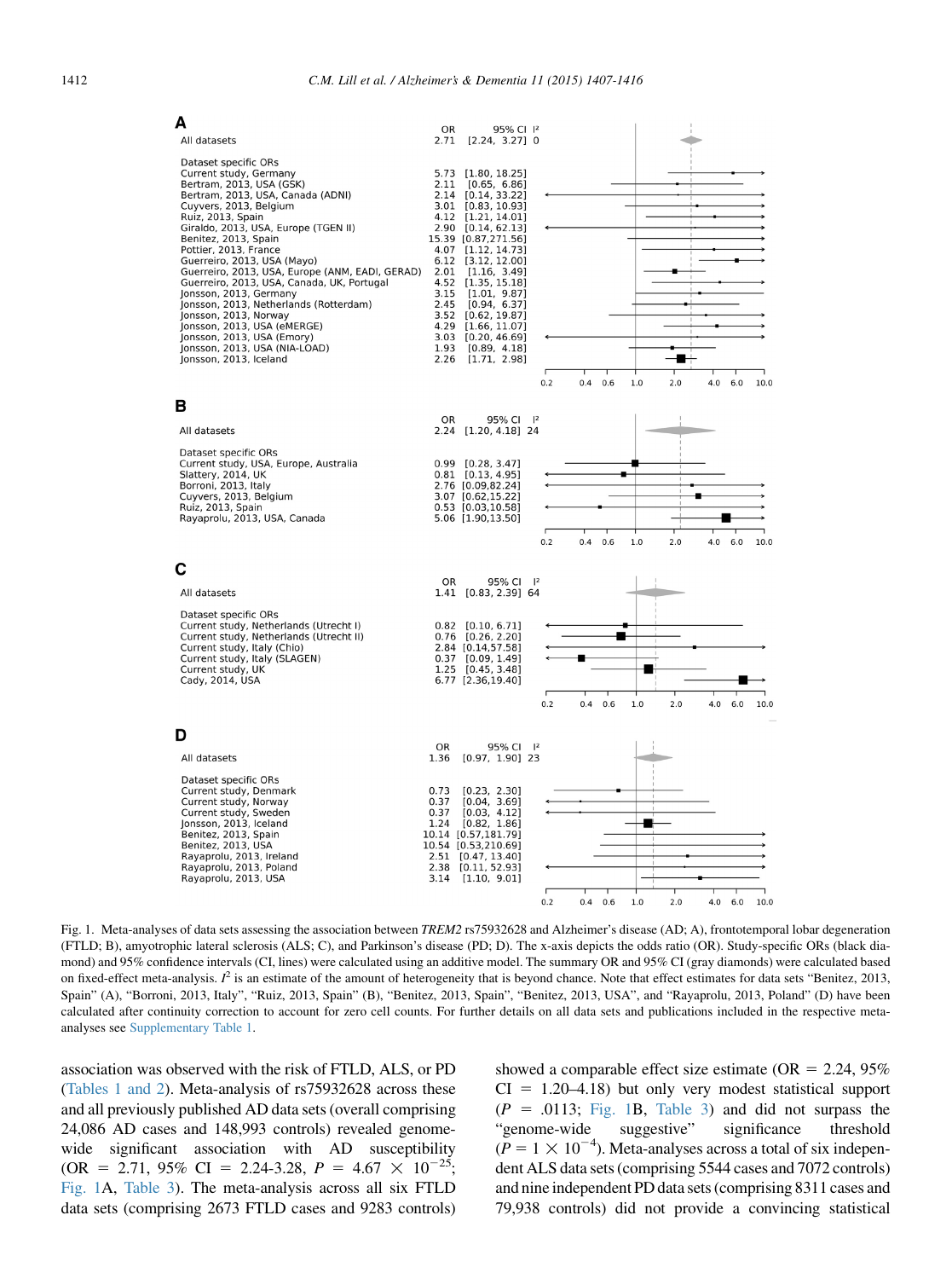**A**

| | OR | 95% CI | $I^2$ |
|---|---|---|---|
| All datasets | 2.71 | [2.24, 3.27] | 0 |
| Dataset specific ORs | | | |
| Current study, Germany | 5.73 | [1.80, 18.25] | |
| Bertram, 2013, USA (GSK) | 2.11 | [0.65, 6.86] | |
| Bertram, 2013, USA, Canada (ADNI) | 2.14 | [0.14, 33.22] | |
| Cuyvers, 2013, Belgium | 3.01 | [0.83, 10.93] | |
| Ruiz, 2013, Spain | 4.12 | [1.21, 14.01] | |
| Giraldo, 2013, USA, Europe (TGEN II) | 2.90 | [0.14, 62.13] | |
| Benitez, 2013, Spain | 15.39 | [0.87,271.56] | |
| Pottier, 2013, France | 4.07 | [1.12, 14.73] | |
| Guerreiro, 2013, USA (Mayo) | 6.12 | [3.12, 12.00] | |
| Guerreiro, 2013, USA, Europe (ANM, EADI, GERAD) | 2.01 | [1.16, 3.49] | |
| Guerreiro, 2013, USA, Canada, UK, Portugal | 4.52 | [1.35, 15.18] | |
| Jonsson, 2013, Germany | 3.15 | [1.01, 9.87] | |
| Jonsson, 2013, Netherlands (Rotterdam) | 2.45 | [0.94, 6.37] | |
| Jonsson, 2013, Norway | 3.52 | [0.62, 19.87] | |
| Jonsson, 2013, USA (eMERGE) | 4.29 | [1.66, 11.07] | |
| Jonsson, 2013, USA (Emory) | 3.03 | [0.20, 46.69] | |
| Jonsson, 2013, USA (NIA-LOAD) | 1.93 | [0.89, 4.18] | |
| Jonsson, 2013, Iceland | 2.26 | [1.71, 2.98] | |

**B**

| | OR | 95% CI | $I^2$ |
|---|---|---|---|
| All datasets | 2.24 | [1.20, 4.18] | 24 |
| Dataset specific ORs | | | |
| Current study, USA, Europe, Australia | 0.99 | [0.28, 3.47] | |
| Slattery, 2014, UK | 0.81 | [0.13, 4.95] | |
| Borroni, 2013, Italy | 2.76 | [0.09,82.24] | |
| Cuyvers, 2013, Belgium | 3.07 | [0.62,15.22] | |
| Ruiz, 2013, Spain | 0.53 | [0.03,10.58] | |
| Rayaprolu, 2013, USA, Canada | 5.06 | [1.90,13.50] | |

**C**

| | OR | 95% CI | $I^2$ |
|---|---|---|---|
| All datasets | 1.41 | [0.83, 2.39] | 64 |
| Dataset specific ORs | | | |
| Current study, Netherlands (Utrecht I) | 0.82 | [0.10, 6.71] | |
| Current study, Netherlands (Utrecht II) | 0.76 | [0.26, 2.20] | |
| Current study, Italy (Chio) | 2.84 | [0.14,57.58] | |
| Current study, Italy (SLAGEN) | 0.37 | [0.09, 1.49] | |
| Current study, UK | 1.25 | [0.45, 3.48] | |
| Cady, 2014, USA | 6.77 | [2.36,19.40] | |

**D**

| | OR | 95% CI | $I^2$ |
|---|---|---|---|
| All datasets | 1.36 | [0.97, 1.90] | 23 |
| Dataset specific ORs | | | |
| Current study, Denmark | 0.73 | [0.23, 2.30] | |
| Current study, Norway | 0.37 | [0.04, 3.69] | |
| Current study, Sweden | 0.37 | [0.03, 4.12] | |
| Jonsson, 2013, Iceland | 1.24 | [0.82, 1.86] | |
| Benitez, 2013, Spain | 10.14 | [0.57,181.79] | |
| Benitez, 2013, USA | 10.54 | [0.53,210.69] | |
| Rayaprolu, 2013, Ireland | 2.51 | [0.47, 13.40] | |
| Rayaprolu, 2013, Poland | 2.38 | [0.11, 52.93] | |
| Rayaprolu, 2013, USA | 3.14 | [1.10, 9.01] | |

Fig. 1. Meta-analyses of data sets assessing the association between *TREM2* rs75932628 and Alzheimer's disease (AD; A), frontotemporal lobar degeneration (FTLD; B), amyotrophic lateral sclerosis (ALS; C), and Parkinson's disease (PD; D). The x-axis depicts the odds ratio (OR). Study-specific ORs (black diamond) and 95% confidence intervals (CI, lines) were calculated using an additive model. The summary OR and 95% CI (gray diamonds) were calculated based on fixed-effect meta-analysis. $I^2$ is an estimate of the amount of heterogeneity that is beyond chance. Note that effect estimates for data sets "Benitez, 2013, Spain" (A), "Borroni, 2013, Italy", "Ruiz, 2013, Spain" (B), "Benitez, 2013, Spain", "Benitez, 2013, USA", and "Rayaprolu, 2013, Poland" (D) have been calculated after continuity correction to account for zero cell counts. For further details on all data sets and publications included in the respective meta-analyses see Supplementary Table 1.

association was observed with the risk of FTLD, ALS, or PD (Tables 1 and 2). Meta-analysis of rs75932628 across these and all previously published AD data sets (overall comprising 24,086 AD cases and 148,993 controls) revealed genome-wide significant association with AD susceptibility (OR = 2.71, 95% CI = 2.24-3.28, $P = 4.67 \times 10^{-25}$; Fig. 1A, Table 3). The meta-analysis across all six FTLD data sets (comprising 2673 FTLD cases and 9283 controls) showed a comparable effect size estimate (OR = 2.24, 95% CI = 1.20–4.18) but only very modest statistical support ($P = .0113$; Fig. 1B, Table 3) and did not surpass the "genome-wide suggestive" significance threshold ($P = 1 \times 10^{-4}$). Meta-analyses across a total of six independent ALS data sets (comprising 5544 cases and 7072 controls) and nine independent PD data sets (comprising 8311 cases and 79,938 controls) did not provide a convincing statistical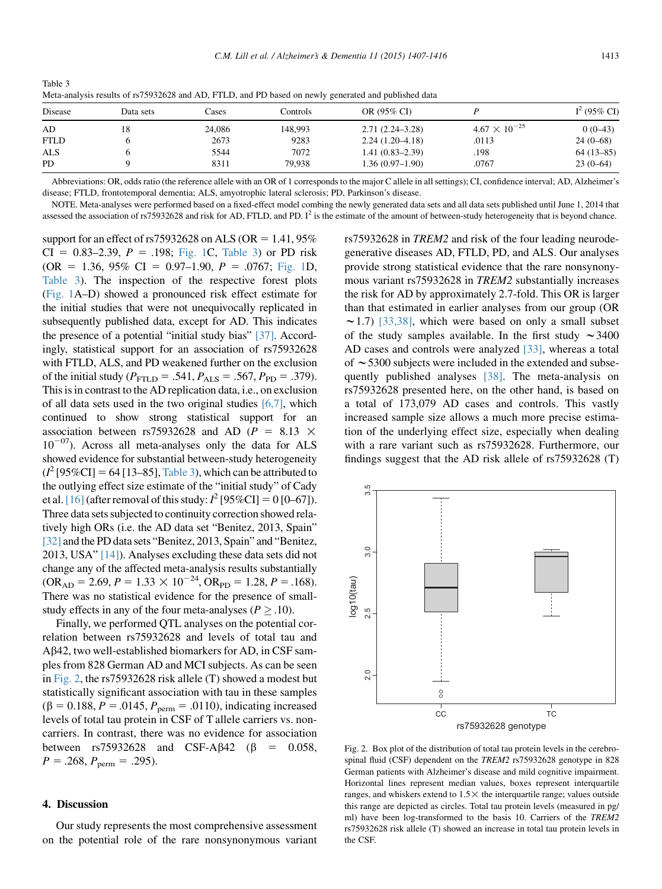Table 3
Meta-analysis results of rs75932628 and AD, FTLD, and PD based on newly generated and published data

| Disease | Data sets | Cases | Controls | OR (95% CI) | P | $I^2$ (95% CI) |
|---|---|---|---|---|---|---|
| AD | 18 | 24,086 | 148,993 | 2.71 (2.24–3.28) | $4.67 \times 10^{-25}$ | 0 (0–43) |
| FTLD | 6 | 2673 | 9283 | 2.24 (1.20–4.18) | .0113 | 24 (0–68) |
| ALS | 6 | 5544 | 7072 | 1.41 (0.83–2.39) | .198 | 64 (13–85) |
| PD | 9 | 8311 | 79,938 | 1.36 (0.97–1.90) | .0767 | 23 (0–64) |

Abbreviations: OR, odds ratio (the reference allele with an OR of 1 corresponds to the major C allele in all settings); CI, confidence interval; AD, Alzheimer's disease; FTLD, frontotemporal dementia; ALS, amyotrophic lateral sclerosis; PD, Parkinson's disease.

NOTE. Meta-analyses were performed based on a fixed-effect model combing the newly generated data sets and all data sets published until June 1, 2014 that assessed the association of rs75932628 and risk for AD, FTLD, and PD. $I^2$ is the estimate of the amount of between-study heterogeneity that is beyond chance.

support for an effect of rs75932628 on ALS (OR = 1.41, 95% CI = 0.83–2.39, $P$ = .198; Fig. 1C, Table 3) or PD risk (OR = 1.36, 95% CI = 0.97–1.90, $P$ = .0767; Fig. 1D, Table 3). The inspection of the respective forest plots (Fig. 1A–D) showed a pronounced risk effect estimate for the initial studies that were not unequivocally replicated in subsequently published data, except for AD. This indicates the presence of a potential "initial study bias" [37]. Accordingly, statistical support for an association of rs75932628 with FTLD, ALS, and PD weakened further on the exclusion of the initial study ($P_{FTLD}$ = .541, $P_{ALS}$ = .567, $P_{PD}$ = .379). This is in contrast to the AD replication data, i.e., on exclusion of all data sets used in the two original studies [6,7], which continued to show strong statistical support for an association between rs75932628 and AD ($P = 8.13 \times 10^{-07}$). Across all meta-analyses only the data for ALS showed evidence for substantial between-study heterogeneity ($I^2$ [95%CI] = 64 [13–85], Table 3), which can be attributed to the outlying effect size estimate of the "initial study" of Cady et al. [16] (after removal of this study: $I^2$ [95%CI] = 0 [0–67]). Three data sets subjected to continuity correction showed relatively high ORs (i.e. the AD data set "Benitez, 2013, Spain" [32] and the PD data sets "Benitez, 2013, Spain" and "Benitez, 2013, USA" [14]). Analyses excluding these data sets did not change any of the affected meta-analysis results substantially ($OR_{AD}$ = 2.69, $P = 1.33 \times 10^{-24}$, $OR_{PD}$ = 1.28, $P$ = .168). There was no statistical evidence for the presence of small-study effects in any of the four meta-analyses ($P \geq .10$).

Finally, we performed QTL analyses on the potential correlation between rs75932628 and levels of total tau and Aβ42, two well-established biomarkers for AD, in CSF samples from 828 German AD and MCI subjects. As can be seen in Fig. 2, the rs75932628 risk allele (T) showed a modest but statistically significant association with tau in these samples (β = 0.188, $P$ = .0145, $P_{perm}$ = .0110), indicating increased levels of total tau protein in CSF of T allele carriers vs. noncarriers. In contrast, there was no evidence for association between rs75932628 and CSF-Aβ42 (β = 0.058, $P$ = .268, $P_{perm}$ = .295).

## 4. Discussion

Our study represents the most comprehensive assessment on the potential role of the rare nonsynonymous variant rs75932628 in *TREM2* and risk of the four leading neurodegenerative diseases AD, FTLD, PD, and ALS. Our analyses provide strong statistical evidence that the rare nonsynonymous variant rs75932628 in *TREM2* substantially increases the risk for AD by approximately 2.7-fold. This OR is larger than that estimated in earlier analyses from our group (OR ~1.7) [33,38], which were based on only a small subset of the study samples available. In the first study ~3400 AD cases and controls were analyzed [33], whereas a total of ~5300 subjects were included in the extended and subsequently published analyses [38]. The meta-analysis on rs75932628 presented here, on the other hand, is based on a total of 173,079 AD cases and controls. This vastly increased sample size allows a much more precise estimation of the underlying effect size, especially when dealing with a rare variant such as rs75932628. Furthermore, our findings suggest that the AD risk allele of rs75932628 (T)

Fig. 2. Box plot of the distribution of total tau protein levels in the cerebrospinal fluid (CSF) dependent on the *TREM2* rs75932628 genotype in 828 German patients with Alzheimer's disease and mild cognitive impairment. Horizontal lines represent median values, boxes represent interquartile ranges, and whiskers extend to 1.5× the interquartile range; values outside this range are depicted as circles. Total tau protein levels (measured in pg/ml) have been log-transformed to the basis 10. Carriers of the *TREM2* rs75932628 risk allele (T) showed an increase in total tau protein levels in the CSF.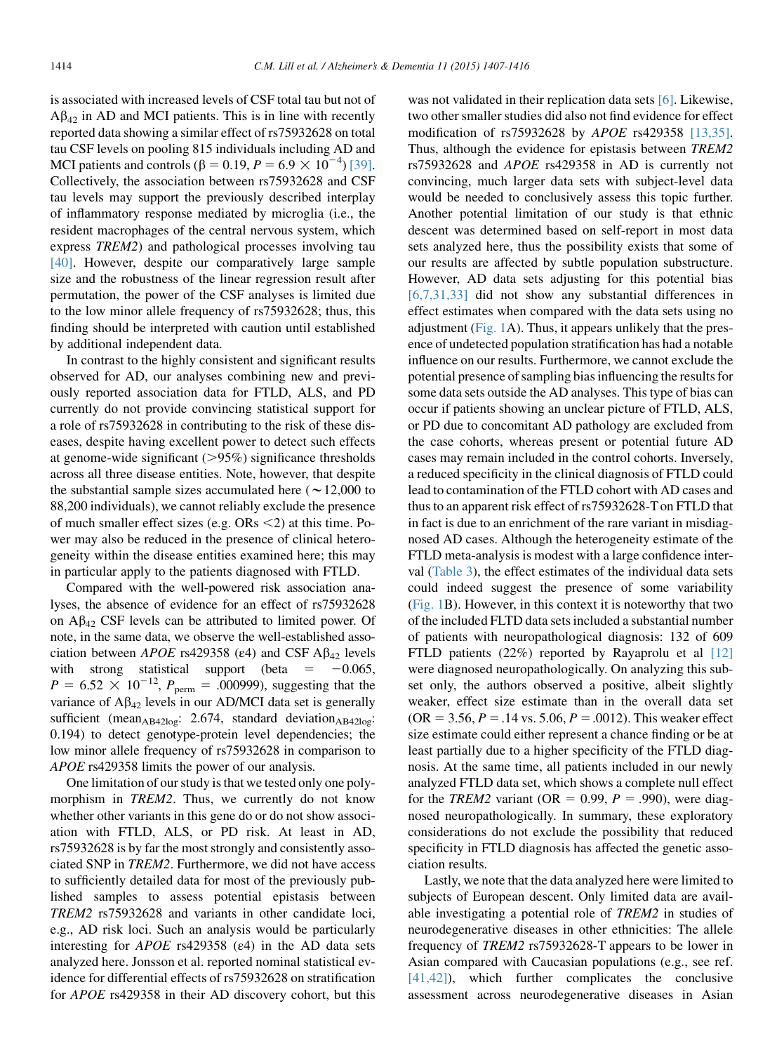is associated with increased levels of CSF total tau but not of $A\beta_{42}$ in AD and MCI patients. This is in line with recently reported data showing a similar effect of rs75932628 on total tau CSF levels on pooling 815 individuals including AD and MCI patients and controls ($\beta = 0.19$, $P = 6.9 \times 10^{-4}$) [39]. Collectively, the association between rs75932628 and CSF tau levels may support the previously described interplay of inflammatory response mediated by microglia (i.e., the resident macrophages of the central nervous system, which express *TREM2*) and pathological processes involving tau [40]. However, despite our comparatively large sample size and the robustness of the linear regression result after permutation, the power of the CSF analyses is limited due to the low minor allele frequency of rs75932628; thus, this finding should be interpreted with caution until established by additional independent data.

In contrast to the highly consistent and significant results observed for AD, our analyses combining new and previously reported association data for FTLD, ALS, and PD currently do not provide convincing statistical support for a role of rs75932628 in contributing to the risk of these diseases, despite having excellent power to detect such effects at genome-wide significant (>95%) significance thresholds across all three disease entities. Note, however, that despite the substantial sample sizes accumulated here (~12,000 to 88,200 individuals), we cannot reliably exclude the presence of much smaller effect sizes (e.g. ORs <2) at this time. Power may also be reduced in the presence of clinical heterogeneity within the disease entities examined here; this may in particular apply to the patients diagnosed with FTLD.

Compared with the well-powered risk association analyses, the absence of evidence for an effect of rs75932628 on $A\beta_{42}$ CSF levels can be attributed to limited power. Of note, in the same data, we observe the well-established association between *APOE* rs429358 (ε4) and CSF $A\beta_{42}$ levels with strong statistical support (beta = −0.065, $P = 6.52 \times 10^{-12}$, $P_{perm} = .000999$), suggesting that the variance of $A\beta_{42}$ levels in our AD/MCI data set is generally sufficient ($mean_{AB42log}$: 2.674, standard $deviation_{AB42log}$: 0.194) to detect genotype-protein level dependencies; the low minor allele frequency of rs75932628 in comparison to *APOE* rs429358 limits the power of our analysis.

One limitation of our study is that we tested only one polymorphism in *TREM2*. Thus, we currently do not know whether other variants in this gene do or do not show association with FTLD, ALS, or PD risk. At least in AD, rs75932628 is by far the most strongly and consistently associated SNP in *TREM2*. Furthermore, we did not have access to sufficiently detailed data for most of the previously published samples to assess potential epistasis between *TREM2* rs75932628 and variants in other candidate loci, e.g., AD risk loci. Such an analysis would be particularly interesting for *APOE* rs429358 (ε4) in the AD data sets analyzed here. Jonsson et al. reported nominal statistical evidence for differential effects of rs75932628 on stratification for *APOE* rs429358 in their AD discovery cohort, but this was not validated in their replication data sets [6]. Likewise, two other smaller studies did also not find evidence for effect modification of rs75932628 by *APOE* rs429358 [13,35]. Thus, although the evidence for epistasis between *TREM2* rs75932628 and *APOE* rs429358 in AD is currently not convincing, much larger data sets with subject-level data would be needed to conclusively assess this topic further. Another potential limitation of our study is that ethnic descent was determined based on self-report in most data sets analyzed here, thus the possibility exists that some of our results are affected by subtle population substructure. However, AD data sets adjusting for this potential bias [6,7,31,33] did not show any substantial differences in effect estimates when compared with the data sets using no adjustment (Fig. 1A). Thus, it appears unlikely that the presence of undetected population stratification has had a notable influence on our results. Furthermore, we cannot exclude the potential presence of sampling bias influencing the results for some data sets outside the AD analyses. This type of bias can occur if patients showing an unclear picture of FTLD, ALS, or PD due to concomitant AD pathology are excluded from the case cohorts, whereas present or potential future AD cases may remain included in the control cohorts. Inversely, a reduced specificity in the clinical diagnosis of FTLD could lead to contamination of the FTLD cohort with AD cases and thus to an apparent risk effect of rs75932628-T on FTLD that in fact is due to an enrichment of the rare variant in misdiagnosed AD cases. Although the heterogeneity estimate of the FTLD meta-analysis is modest with a large confidence interval (Table 3), the effect estimates of the individual data sets could indeed suggest the presence of some variability (Fig. 1B). However, in this context it is noteworthy that two of the included FLTD data sets included a substantial number of patients with neuropathological diagnosis: 132 of 609 FTLD patients (22%) reported by Rayaprolu et al [12] were diagnosed neuropathologically. On analyzing this subset only, the authors observed a positive, albeit slightly weaker, effect size estimate than in the overall data set (OR = 3.56, $P$ = .14 vs. 5.06, $P$ = .0012). This weaker effect size estimate could either represent a chance finding or be at least partially due to a higher specificity of the FTLD diagnosis. At the same time, all patients included in our newly analyzed FTLD data set, which shows a complete null effect for the *TREM2* variant (OR = 0.99, $P$ = .990), were diagnosed neuropathologically. In summary, these exploratory considerations do not exclude the possibility that reduced specificity in FTLD diagnosis has affected the genetic association results.

Lastly, we note that the data analyzed here were limited to subjects of European descent. Only limited data are available investigating a potential role of *TREM2* in studies of neurodegenerative diseases in other ethnicities: The allele frequency of *TREM2* rs75932628-T appears to be lower in Asian compared with Caucasian populations (e.g., see ref. [41,42]), which further complicates the conclusive assessment across neurodegenerative diseases in Asian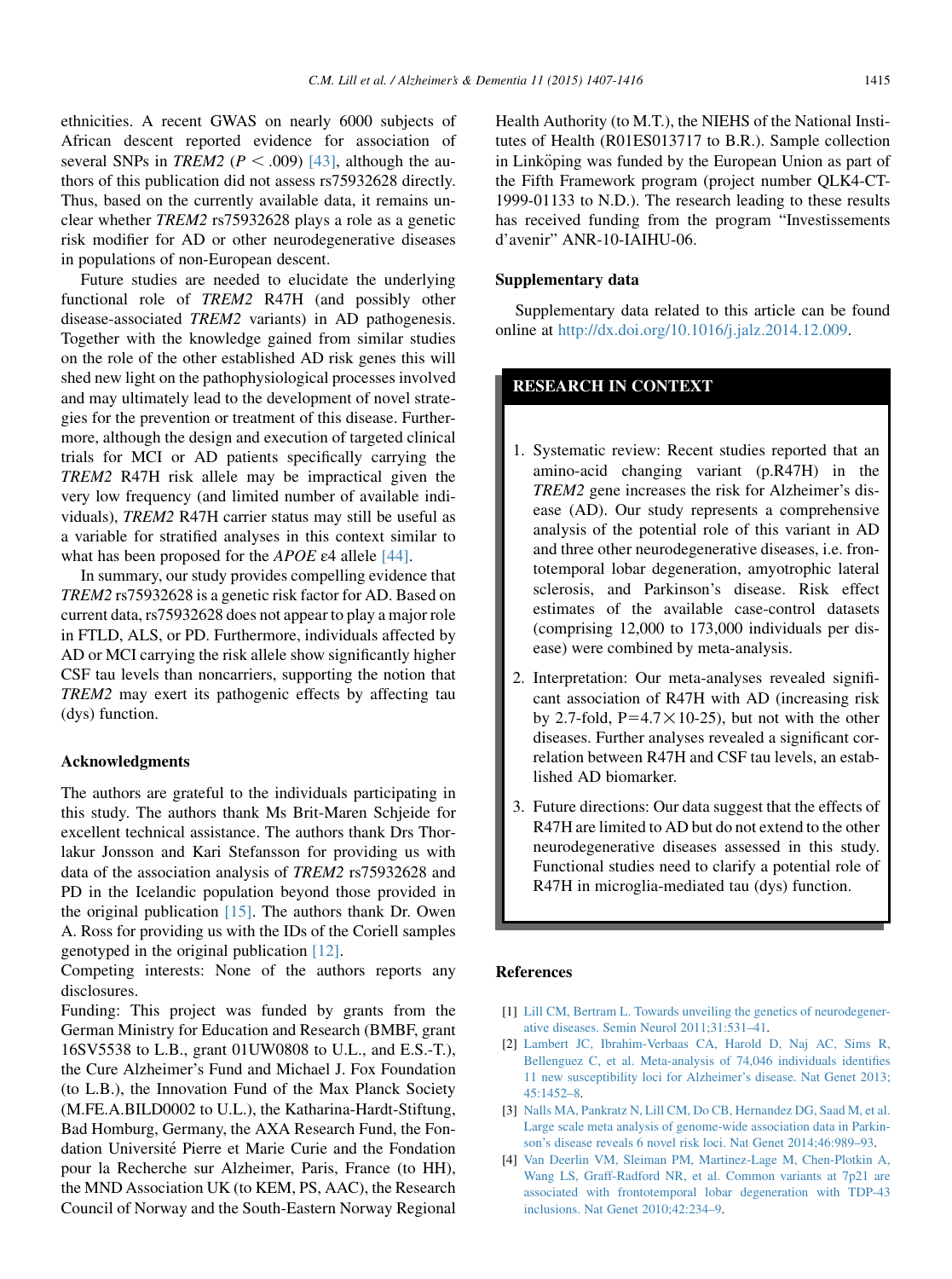ethnicities. A recent GWAS on nearly 6000 subjects of African descent reported evidence for association of several SNPs in *TREM2* ($P < .009$) [43], although the authors of this publication did not assess rs75932628 directly. Thus, based on the currently available data, it remains unclear whether *TREM2* rs75932628 plays a role as a genetic risk modifier for AD or other neurodegenerative diseases in populations of non-European descent.

Future studies are needed to elucidate the underlying functional role of *TREM2* R47H (and possibly other disease-associated *TREM2* variants) in AD pathogenesis. Together with the knowledge gained from similar studies on the role of the other established AD risk genes this will shed new light on the pathophysiological processes involved and may ultimately lead to the development of novel strategies for the prevention or treatment of this disease. Furthermore, although the design and execution of targeted clinical trials for MCI or AD patients specifically carrying the *TREM2* R47H risk allele may be impractical given the very low frequency (and limited number of available individuals), *TREM2* R47H carrier status may still be useful as a variable for stratified analyses in this context similar to what has been proposed for the *APOE* ε4 allele [44].

In summary, our study provides compelling evidence that *TREM2* rs75932628 is a genetic risk factor for AD. Based on current data, rs75932628 does not appear to play a major role in FTLD, ALS, or PD. Furthermore, individuals affected by AD or MCI carrying the risk allele show significantly higher CSF tau levels than noncarriers, supporting the notion that *TREM2* may exert its pathogenic effects by affecting tau (dys) function.

## Acknowledgments

The authors are grateful to the individuals participating in this study. The authors thank Ms Brit-Maren Schjeide for excellent technical assistance. The authors thank Drs Thorlakur Jonsson and Kari Stefansson for providing us with data of the association analysis of *TREM2* rs75932628 and PD in the Icelandic population beyond those provided in the original publication [15]. The authors thank Dr. Owen A. Ross for providing us with the IDs of the Coriell samples genotyped in the original publication [12].

Competing interests: None of the authors reports any disclosures.

Funding: This project was funded by grants from the German Ministry for Education and Research (BMBF, grant 16SV5538 to L.B., grant 01UW0808 to U.L., and E.S.-T.), the Cure Alzheimer's Fund and Michael J. Fox Foundation (to L.B.), the Innovation Fund of the Max Planck Society (M.FE.A.BILD0002 to U.L.), the Katharina-Hardt-Stiftung, Bad Homburg, Germany, the AXA Research Fund, the Fondation Université Pierre et Marie Curie and the Fondation pour la Recherche sur Alzheimer, Paris, France (to HH), the MND Association UK (to KEM, PS, AAC), the Research Council of Norway and the South-Eastern Norway Regional Health Authority (to M.T.), the NIEHS of the National Institutes of Health (R01ES013717 to B.R.). Sample collection in Linköping was funded by the European Union as part of the Fifth Framework program (project number QLK4-CT-1999-01133 to N.D.). The research leading to these results has received funding from the program "Investissements d'avenir" ANR-10-IAIHU-06.

## Supplementary data

Supplementary data related to this article can be found online at http://dx.doi.org/10.1016/j.jalz.2014.12.009.

## RESEARCH IN CONTEXT

1. Systematic review: Recent studies reported that an amino-acid changing variant (p.R47H) in the *TREM2* gene increases the risk for Alzheimer's disease (AD). Our study represents a comprehensive analysis of the potential role of this variant in AD and three other neurodegenerative diseases, i.e. frontotemporal lobar degeneration, amyotrophic lateral sclerosis, and Parkinson's disease. Risk effect estimates of the available case-control datasets (comprising 12,000 to 173,000 individuals per disease) were combined by meta-analysis.
2. Interpretation: Our meta-analyses revealed significant association of R47H with AD (increasing risk by 2.7-fold, P=4.7×10-25), but not with the other diseases. Further analyses revealed a significant correlation between R47H and CSF tau levels, an established AD biomarker.
3. Future directions: Our data suggest that the effects of R47H are limited to AD but do not extend to the other neurodegenerative diseases assessed in this study. Functional studies need to clarify a potential role of R47H in microglia-mediated tau (dys) function.

## References

[1] Lill CM, Bertram L. Towards unveiling the genetics of neurodegenerative diseases. Semin Neurol 2011;31:531–41.

[2] Lambert JC, Ibrahim-Verbaas CA, Harold D, Naj AC, Sims R, Bellenguez C, et al. Meta-analysis of 74,046 individuals identifies 11 new susceptibility loci for Alzheimer's disease. Nat Genet 2013; 45:1452–8.

[3] Nalls MA, Pankratz N, Lill CM, Do CB, Hernandez DG, Saad M, et al. Large scale meta analysis of genome-wide association data in Parkinson's disease reveals 6 novel risk loci. Nat Genet 2014;46:989–93.

[4] Van Deerlin VM, Sleiman PM, Martinez-Lage M, Chen-Plotkin A, Wang LS, Graff-Radford NR, et al. Common variants at 7p21 are associated with frontotemporal lobar degeneration with TDP-43 inclusions. Nat Genet 2010;42:234–9.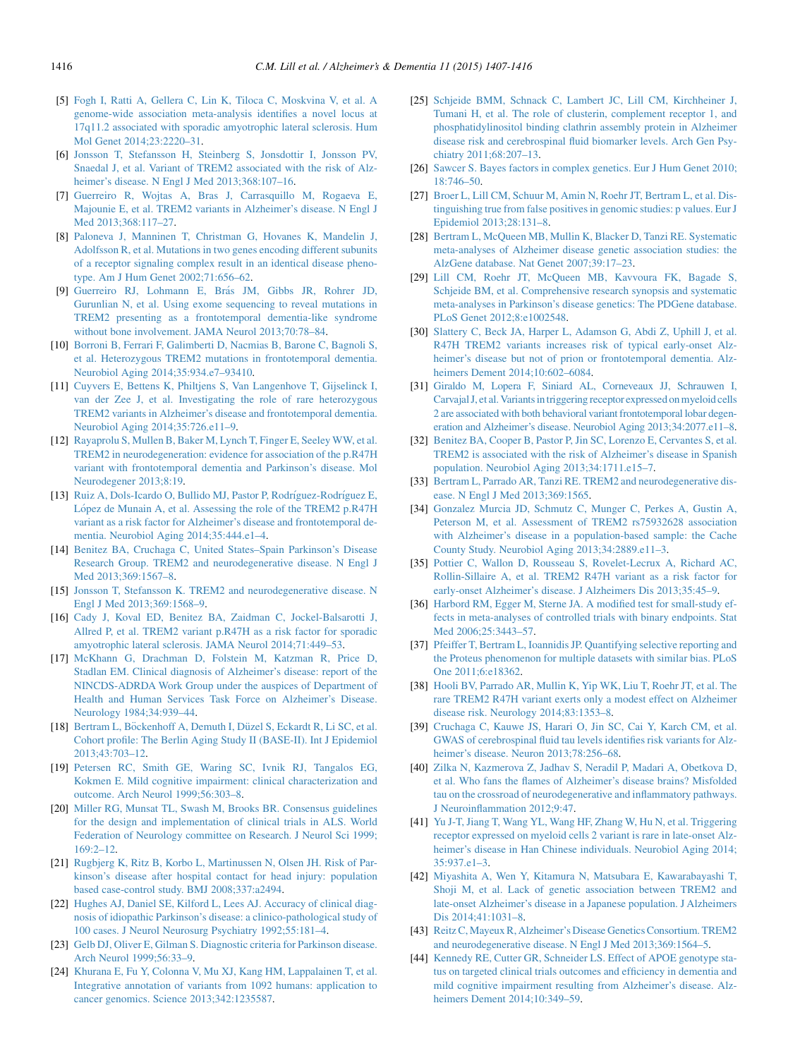[5] Fogh I, Ratti A, Gellera C, Lin K, Tiloca C, Moskvina V, et al. A genome-wide association meta-analysis identifies a novel locus at 17q11.2 associated with sporadic amyotrophic lateral sclerosis. Hum Mol Genet 2014;23:2220–31.

[6] Jonsson T, Stefansson H, Steinberg S, Jonsdottir I, Jonsson PV, Snaedal J, et al. Variant of TREM2 associated with the risk of Alzheimer's disease. N Engl J Med 2013;368:107–16.

[7] Guerreiro R, Wojtas A, Bras J, Carrasquillo M, Rogaeva E, Majounie E, et al. TREM2 variants in Alzheimer's disease. N Engl J Med 2013;368:117–27.

[8] Paloneva J, Manninen T, Christman G, Hovanes K, Mandelin J, Adolfsson R, et al. Mutations in two genes encoding different subunits of a receptor signaling complex result in an identical disease phenotype. Am J Hum Genet 2002;71:656–62.

[9] Guerreiro RJ, Lohmann E, Brás JM, Gibbs JR, Rohrer JD, Gurunlian N, et al. Using exome sequencing to reveal mutations in TREM2 presenting as a frontotemporal dementia-like syndrome without bone involvement. JAMA Neurol 2013;70:78–84.

[10] Borroni B, Ferrari F, Galimberti D, Nacmias B, Barone C, Bagnoli S, et al. Heterozygous TREM2 mutations in frontotemporal dementia. Neurobiol Aging 2014;35:934.e7–93410.

[11] Cuyvers E, Bettens K, Philtjens S, Van Langenhove T, Gijselinck I, van der Zee J, et al. Investigating the role of rare heterozygous TREM2 variants in Alzheimer's disease and frontotemporal dementia. Neurobiol Aging 2014;35:726.e11–9.

[12] Rayaprolu S, Mullen B, Baker M, Lynch T, Finger E, Seeley WW, et al. TREM2 in neurodegeneration: evidence for association of the p.R47H variant with frontotemporal dementia and Parkinson's disease. Mol Neurodegener 2013;8:19.

[13] Ruiz A, Dols-Icardo O, Bullido MJ, Pastor P, Rodríguez-Rodríguez E, López de Munain A, et al. Assessing the role of the TREM2 p.R47H variant as a risk factor for Alzheimer's disease and frontotemporal dementia. Neurobiol Aging 2014;35:444.e1–4.

[14] Benitez BA, Cruchaga C, United States–Spain Parkinson's Disease Research Group. TREM2 and neurodegenerative disease. N Engl J Med 2013;369:1567–8.

[15] Jonsson T, Stefansson K. TREM2 and neurodegenerative disease. N Engl J Med 2013;369:1568–9.

[16] Cady J, Koval ED, Benitez BA, Zaidman C, Jockel-Balsarotti J, Allred P, et al. TREM2 variant p.R47H as a risk factor for sporadic amyotrophic lateral sclerosis. JAMA Neurol 2014;71:449–53.

[17] McKhann G, Drachman D, Folstein M, Katzman R, Price D, Stadlan EM. Clinical diagnosis of Alzheimer's disease: report of the NINCDS-ADRDA Work Group under the auspices of Department of Health and Human Services Task Force on Alzheimer's Disease. Neurology 1984;34:939–44.

[18] Bertram L, Böckenhoff A, Demuth I, Düzel S, Eckardt R, Li SC, et al. Cohort profile: The Berlin Aging Study II (BASE-II). Int J Epidemiol 2013;43:703–12.

[19] Petersen RC, Smith GE, Waring SC, Ivnik RJ, Tangalos EG, Kokmen E. Mild cognitive impairment: clinical characterization and outcome. Arch Neurol 1999;56:303–8.

[20] Miller RG, Munsat TL, Swash M, Brooks BR. Consensus guidelines for the design and implementation of clinical trials in ALS. World Federation of Neurology committee on Research. J Neurol Sci 1999;169:2–12.

[21] Rugbjerg K, Ritz B, Korbo L, Martinussen N, Olsen JH. Risk of Parkinson's disease after hospital contact for head injury: population based case-control study. BMJ 2008;337:a2494.

[22] Hughes AJ, Daniel SE, Kilford L, Lees AJ. Accuracy of clinical diagnosis of idiopathic Parkinson's disease: a clinico-pathological study of 100 cases. J Neurol Neurosurg Psychiatry 1992;55:181–4.

[23] Gelb DJ, Oliver E, Gilman S. Diagnostic criteria for Parkinson disease. Arch Neurol 1999;56:33–9.

[24] Khurana E, Fu Y, Colonna V, Mu XJ, Kang HM, Lappalainen T, et al. Integrative annotation of variants from 1092 humans: application to cancer genomics. Science 2013;342:1235587.

[25] Schjeide BMM, Schnack C, Lambert JC, Lill CM, Kirchheiner J, Tumani H, et al. The role of clusterin, complement receptor 1, and phosphatidylinositol binding clathrin assembly protein in Alzheimer disease risk and cerebrospinal fluid biomarker levels. Arch Gen Psychiatry 2011;68:207–13.

[26] Sawcer S. Bayes factors in complex genetics. Eur J Hum Genet 2010;18:746–50.

[27] Broer L, Lill CM, Schuur M, Amin N, Roehr JT, Bertram L, et al. Distinguishing true from false positives in genomic studies: p values. Eur J Epidemiol 2013;28:131–8.

[28] Bertram L, McQueen MB, Mullin K, Blacker D, Tanzi RE. Systematic meta-analyses of Alzheimer disease genetic association studies: the AlzGene database. Nat Genet 2007;39:17–23.

[29] Lill CM, Roehr JT, McQueen MB, Kavvoura FK, Bagade S, Schjeide BM, et al. Comprehensive research synopsis and systematic meta-analyses in Parkinson's disease genetics: The PDGene database. PLoS Genet 2012;8:e1002548.

[30] Slattery C, Beck JA, Harper L, Adamson G, Abdi Z, Uphill J, et al. R47H TREM2 variants increases risk of typical early-onset Alzheimer's disease but not of prion or frontotemporal dementia. Alzheimers Dement 2014;10:602–6084.

[31] Giraldo M, Lopera F, Siniard AL, Corneveaux JJ, Schrauwen I, Carvajal J, et al. Variants in triggering receptor expressed on myeloid cells 2 are associated with both behavioral variant frontotemporal lobar degeneration and Alzheimer's disease. Neurobiol Aging 2013;34:2077.e11–8.

[32] Benitez BA, Cooper B, Pastor P, Jin SC, Lorenzo E, Cervantes S, et al. TREM2 is associated with the risk of Alzheimer's disease in Spanish population. Neurobiol Aging 2013;34:1711.e15–7.

[33] Bertram L, Parrado AR, Tanzi RE. TREM2 and neurodegenerative disease. N Engl J Med 2013;369:1565.

[34] Gonzalez Murcia JD, Schmutz C, Munger C, Perkes A, Gustin A, Peterson M, et al. Assessment of TREM2 rs75932628 association with Alzheimer's disease in a population-based sample: the Cache County Study. Neurobiol Aging 2013;34:2889.e11–3.

[35] Pottier C, Wallon D, Rousseau S, Rovelet-Lecrux A, Richard AC, Rollin-Sillaire A, et al. TREM2 R47H variant as a risk factor for early-onset Alzheimer's disease. J Alzheimers Dis 2013;35:45–9.

[36] Harbord RM, Egger M, Sterne JA. A modified test for small-study effects in meta-analyses of controlled trials with binary endpoints. Stat Med 2006;25:3443–57.

[37] Pfeiffer T, Bertram L, Ioannidis JP. Quantifying selective reporting and the Proteus phenomenon for multiple datasets with similar bias. PLoS One 2011;6:e18362.

[38] Hooli BV, Parrado AR, Mullin K, Yip WK, Liu T, Roehr JT, et al. The rare TREM2 R47H variant exerts only a modest effect on Alzheimer disease risk. Neurology 2014;83:1353–8.

[39] Cruchaga C, Kauwe JS, Harari O, Jin SC, Cai Y, Karch CM, et al. GWAS of cerebrospinal fluid tau levels identifies risk variants for Alzheimer's disease. Neuron 2013;78:256–68.

[40] Zilka N, Kazmerova Z, Jadhav S, Neradil P, Madari A, Obetkova D, et al. Who fans the flames of Alzheimer's disease brains? Misfolded tau on the crossroad of neurodegenerative and inflammatory pathways. J Neuroinflammation 2012;9:47.

[41] Yu J-T, Jiang T, Wang YL, Wang HF, Zhang W, Hu N, et al. Triggering receptor expressed on myeloid cells 2 variant is rare in late-onset Alzheimer's disease in Han Chinese individuals. Neurobiol Aging 2014;35:937.e1–3.

[42] Miyashita A, Wen Y, Kitamura N, Matsubara E, Kawarabayashi T, Shoji M, et al. Lack of genetic association between TREM2 and late-onset Alzheimer's disease in a Japanese population. J Alzheimers Dis 2014;41:1031–8.

[43] Reitz C, Mayeux R, Alzheimer's Disease Genetics Consortium. TREM2 and neurodegenerative disease. N Engl J Med 2013;369:1564–5.

[44] Kennedy RE, Cutter GR, Schneider LS. Effect of APOE genotype status on targeted clinical trials outcomes and efficiency in dementia and mild cognitive impairment resulting from Alzheimer's disease. Alzheimers Dement 2014;10:349–59.